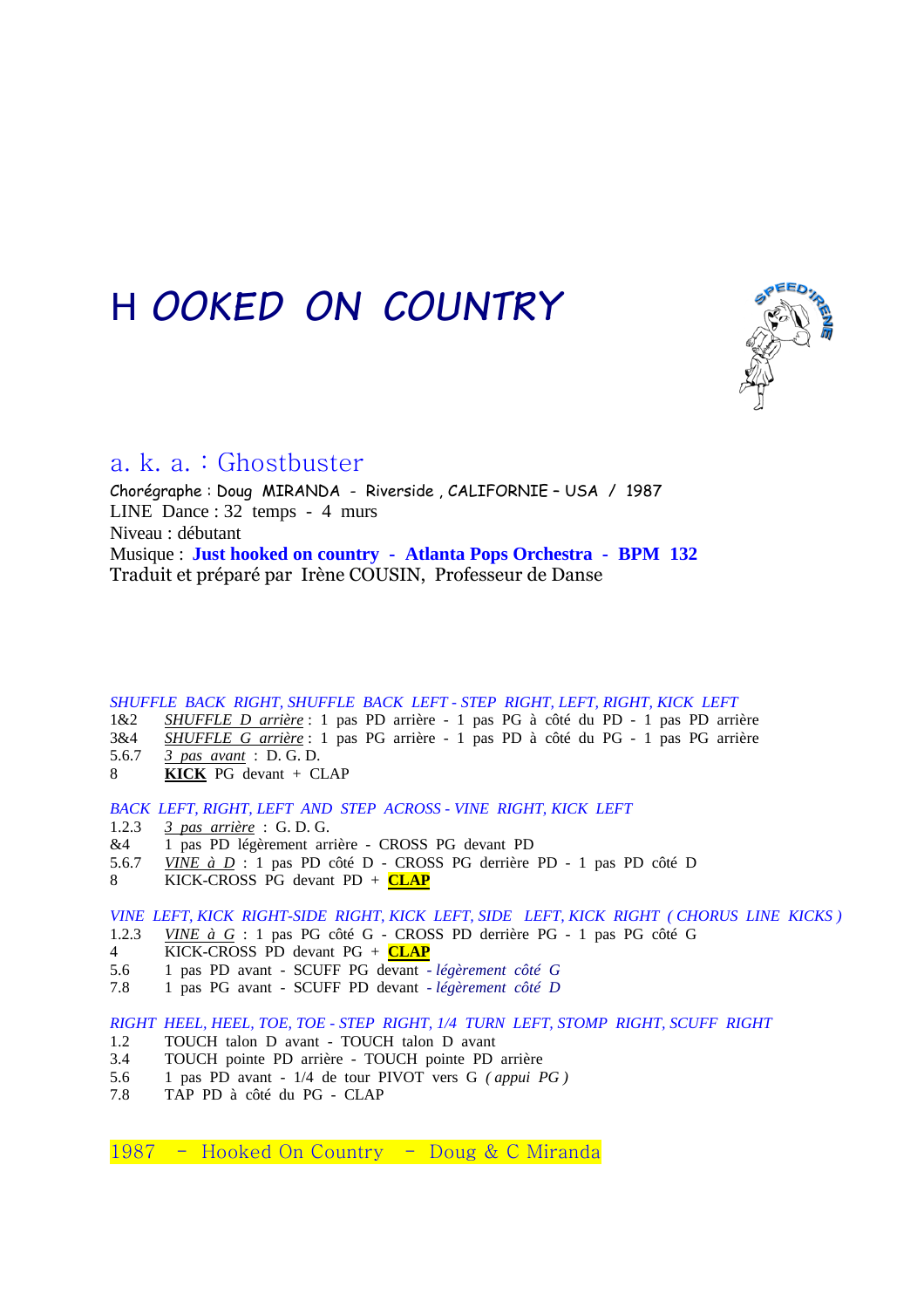# H OOKED ON COUNTRY

## a. k. a. : Ghostbuster

Chorégraphe : Doug MIRANDA - Riverside , CALIFORNIE – USA / 1987
LINE Dance : 32 temps - 4 murs
Niveau : débutant
Musique : **Just hooked on country - Atlanta Pops Orchestra - BPM 132**
Traduit et préparé par Irène COUSIN, Professeur de Danse

*SHUFFLE BACK RIGHT, SHUFFLE BACK LEFT - STEP RIGHT, LEFT, RIGHT, KICK LEFT*

| | |
|---|---|
| 1&2 | *SHUFFLE D arrière* : 1 pas PD arrière - 1 pas PG à côté du PD - 1 pas PD arrière |
| 3&4 | *SHUFFLE G arrière* : 1 pas PG arrière - 1 pas PD à côté du PG - 1 pas PG arrière |
| 5.6.7 | *3 pas avant* : D. G. D. |
| 8 | **KICK** PG devant + CLAP |

*BACK LEFT, RIGHT, LEFT AND STEP ACROSS - VINE RIGHT, KICK LEFT*

| | |
|---|---|
| 1.2.3 | *3 pas arrière* : G. D. G. |
| &4 | 1 pas PD légèrement arrière - CROSS PG devant PD |
| 5.6.7 | *VINE à D* : 1 pas PD côté D - CROSS PG derrière PD - 1 pas PD côté D |
| 8 | KICK-CROSS PG devant PD + **CLAP** |

*VINE LEFT, KICK RIGHT-SIDE RIGHT, KICK LEFT, SIDE LEFT, KICK RIGHT ( CHORUS LINE KICKS )*

| | |
|---|---|
| 1.2.3 | *VINE à G* : 1 pas PG côté G - CROSS PD derrière PG - 1 pas PG côté G |
| 4 | KICK-CROSS PD devant PG + **CLAP** |
| 5.6 | 1 pas PD avant - SCUFF PG devant - *légèrement côté G* |
| 7.8 | 1 pas PG avant - SCUFF PD devant - *légèrement côté D* |

*RIGHT HEEL, HEEL, TOE, TOE - STEP RIGHT, 1/4 TURN LEFT, STOMP RIGHT, SCUFF RIGHT*

| | |
|---|---|
| 1.2 | TOUCH talon D avant - TOUCH talon D avant |
| 3.4 | TOUCH pointe PD arrière - TOUCH pointe PD arrière |
| 5.6 | 1 pas PD avant - 1/4 de tour PIVOT vers G *( appui PG )* |
| 7.8 | TAP PD à côté du PG - CLAP |

1987 - Hooked On Country - Doug & C Miranda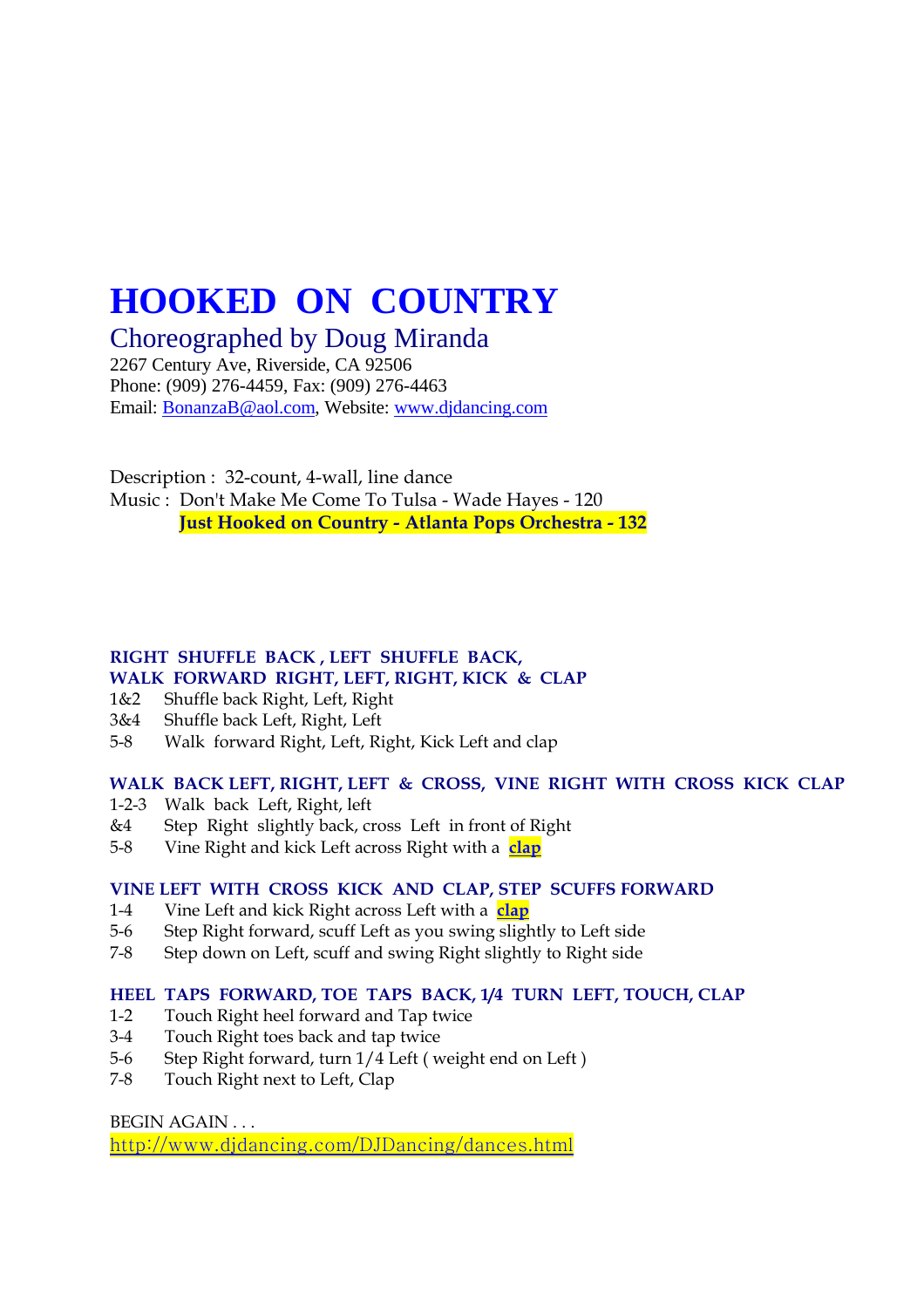# HOOKED ON COUNTRY

## Choreographed by Doug Miranda

2267 Century Ave, Riverside, CA 92506
Phone: (909) 276-4459, Fax: (909) 276-4463
Email: BonanzaB@aol.com, Website: www.djdancing.com

Description : 32-count, 4-wall, line dance
Music : Don't Make Me Come To Tulsa - Wade Hayes - 120
**Just Hooked on Country - Atlanta Pops Orchestra - 132**

### RIGHT SHUFFLE BACK , LEFT SHUFFLE BACK, WALK FORWARD RIGHT, LEFT, RIGHT, KICK & CLAP

1&2 Shuffle back Right, Left, Right
3&4 Shuffle back Left, Right, Left
5-8 Walk forward Right, Left, Right, Kick Left and clap

### WALK BACK LEFT, RIGHT, LEFT & CROSS, VINE RIGHT WITH CROSS KICK CLAP

1-2-3 Walk back Left, Right, left
&4 Step Right slightly back, cross Left in front of Right
5-8 Vine Right and kick Left across Right with a **clap**

### VINE LEFT WITH CROSS KICK AND CLAP, STEP SCUFFS FORWARD

1-4 Vine Left and kick Right across Left with a **clap**
5-6 Step Right forward, scuff Left as you swing slightly to Left side
7-8 Step down on Left, scuff and swing Right slightly to Right side

### HEEL TAPS FORWARD, TOE TAPS BACK, 1/4 TURN LEFT, TOUCH, CLAP

1-2 Touch Right heel forward and Tap twice
3-4 Touch Right toes back and tap twice
5-6 Step Right forward, turn 1/4 Left ( weight end on Left )
7-8 Touch Right next to Left, Clap

BEGIN AGAIN . . .
http://www.djdancing.com/DJDancing/dances.html